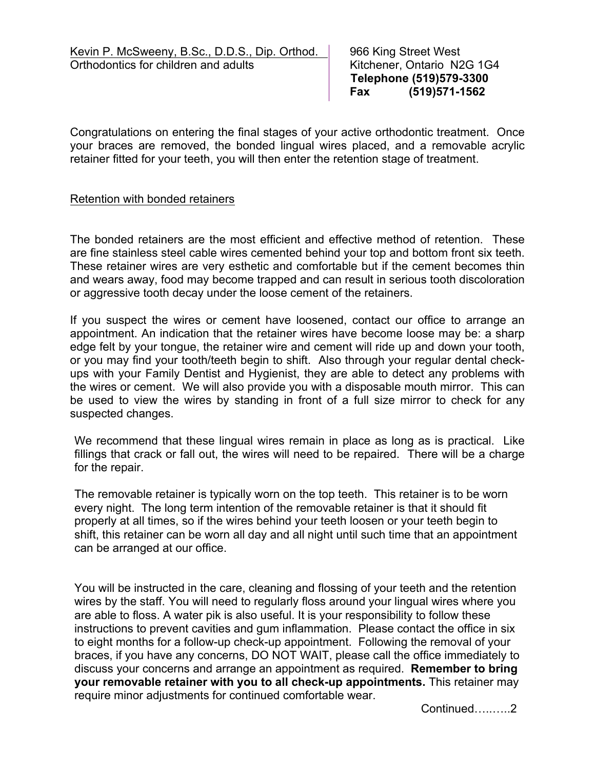Kevin P. McSweeny, B.Sc., D.D.S., Dip. Orthod.
Orthodontics for children and adults

966 King Street West
Kitchener, Ontario N2G 1G4
**Telephone (519)579-3300**
**Fax (519)571-1562**

Congratulations on entering the final stages of your active orthodontic treatment. Once your braces are removed, the bonded lingual wires placed, and a removable acrylic retainer fitted for your teeth, you will then enter the retention stage of treatment.

Retention with bonded retainers

The bonded retainers are the most efficient and effective method of retention. These are fine stainless steel cable wires cemented behind your top and bottom front six teeth. These retainer wires are very esthetic and comfortable but if the cement becomes thin and wears away, food may become trapped and can result in serious tooth discoloration or aggressive tooth decay under the loose cement of the retainers.

If you suspect the wires or cement have loosened, contact our office to arrange an appointment. An indication that the retainer wires have become loose may be: a sharp edge felt by your tongue, the retainer wire and cement will ride up and down your tooth, or you may find your tooth/teeth begin to shift. Also through your regular dental check-ups with your Family Dentist and Hygienist, they are able to detect any problems with the wires or cement. We will also provide you with a disposable mouth mirror. This can be used to view the wires by standing in front of a full size mirror to check for any suspected changes.

We recommend that these lingual wires remain in place as long as is practical. Like fillings that crack or fall out, the wires will need to be repaired. There will be a charge for the repair.

The removable retainer is typically worn on the top teeth. This retainer is to be worn every night. The long term intention of the removable retainer is that it should fit properly at all times, so if the wires behind your teeth loosen or your teeth begin to shift, this retainer can be worn all day and all night until such time that an appointment can be arranged at our office.

You will be instructed in the care, cleaning and flossing of your teeth and the retention wires by the staff. You will need to regularly floss around your lingual wires where you are able to floss. A water pik is also useful. It is your responsibility to follow these instructions to prevent cavities and gum inflammation. Please contact the office in six to eight months for a follow-up check-up appointment. Following the removal of your braces, if you have any concerns, DO NOT WAIT, please call the office immediately to discuss your concerns and arrange an appointment as required. **Remember to bring your removable retainer with you to all check-up appointments.** This retainer may require minor adjustments for continued comfortable wear.

Continued…..…..2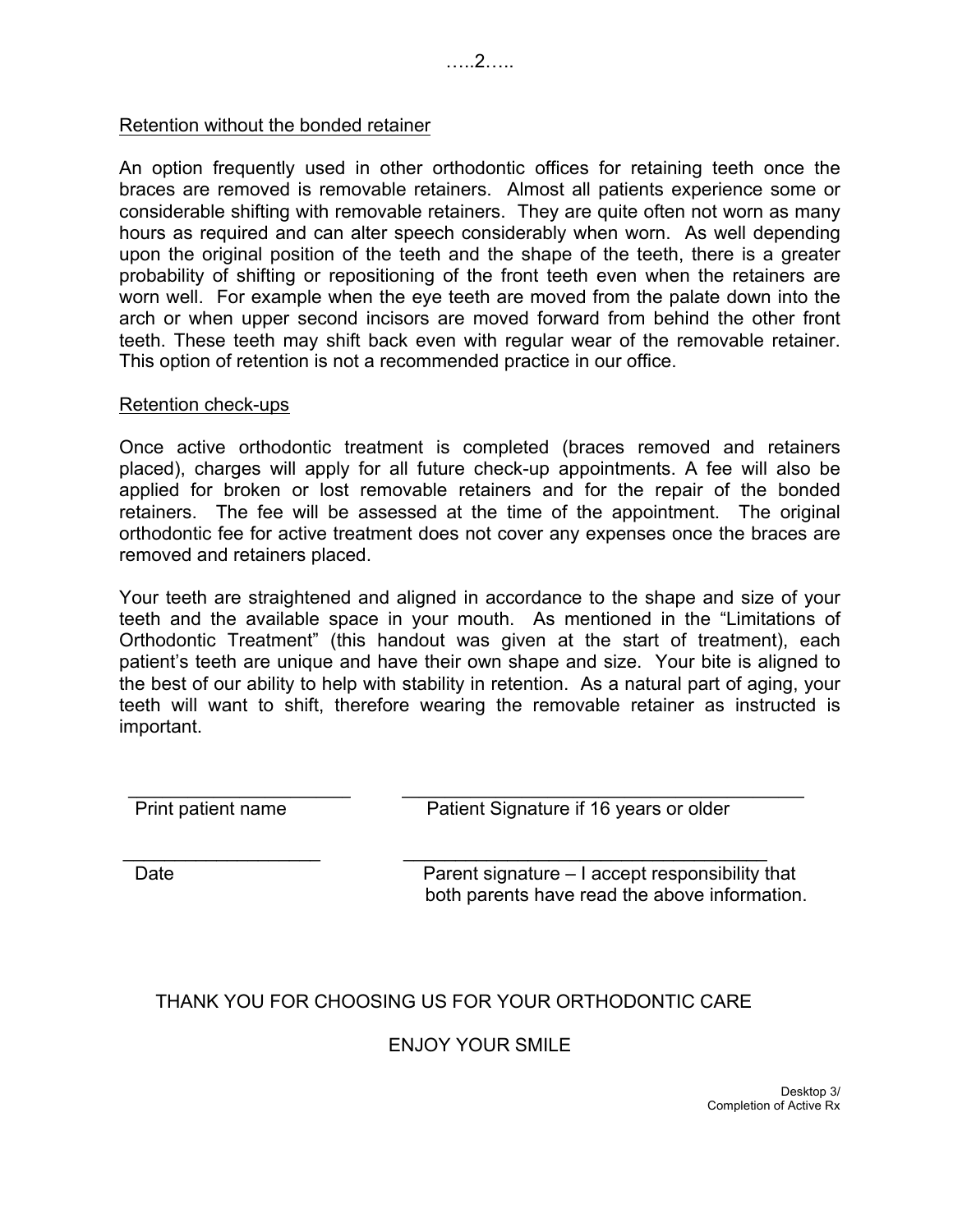Retention without the bonded retainer

An option frequently used in other orthodontic offices for retaining teeth once the braces are removed is removable retainers. Almost all patients experience some or considerable shifting with removable retainers. They are quite often not worn as many hours as required and can alter speech considerably when worn. As well depending upon the original position of the teeth and the shape of the teeth, there is a greater probability of shifting or repositioning of the front teeth even when the retainers are worn well. For example when the eye teeth are moved from the palate down into the arch or when upper second incisors are moved forward from behind the other front teeth. These teeth may shift back even with regular wear of the removable retainer. This option of retention is not a recommended practice in our office.

Retention check-ups

Once active orthodontic treatment is completed (braces removed and retainers placed), charges will apply for all future check-up appointments. A fee will also be applied for broken or lost removable retainers and for the repair of the bonded retainers. The fee will be assessed at the time of the appointment. The original orthodontic fee for active treatment does not cover any expenses once the braces are removed and retainers placed.

Your teeth are straightened and aligned in accordance to the shape and size of your teeth and the available space in your mouth. As mentioned in the "Limitations of Orthodontic Treatment" (this handout was given at the start of treatment), each patient's teeth are unique and have their own shape and size. Your bite is aligned to the best of our ability to help with stability in retention. As a natural part of aging, your teeth will want to shift, therefore wearing the removable retainer as instructed is important.

\_\_\_\_\_\_\_\_\_\_\_\_\_\_\_\_\_\_\_\_\_\_ Print patient name

\_\_\_\_\_\_\_\_\_\_\_\_\_\_\_\_\_\_\_\_\_\_\_\_\_\_\_\_\_\_\_\_\_\_\_\_\_\_ Patient Signature if 16 years or older

\_\_\_\_\_\_\_\_\_\_\_\_\_\_\_\_\_\_\_ Date

\_\_\_\_\_\_\_\_\_\_\_\_\_\_\_\_\_\_\_\_\_\_\_\_\_\_\_\_\_\_\_\_\_\_\_ Parent signature – I accept responsibility that both parents have read the above information.

THANK YOU FOR CHOOSING US FOR YOUR ORTHODONTIC CARE

ENJOY YOUR SMILE

Desktop 3/
Completion of Active Rx